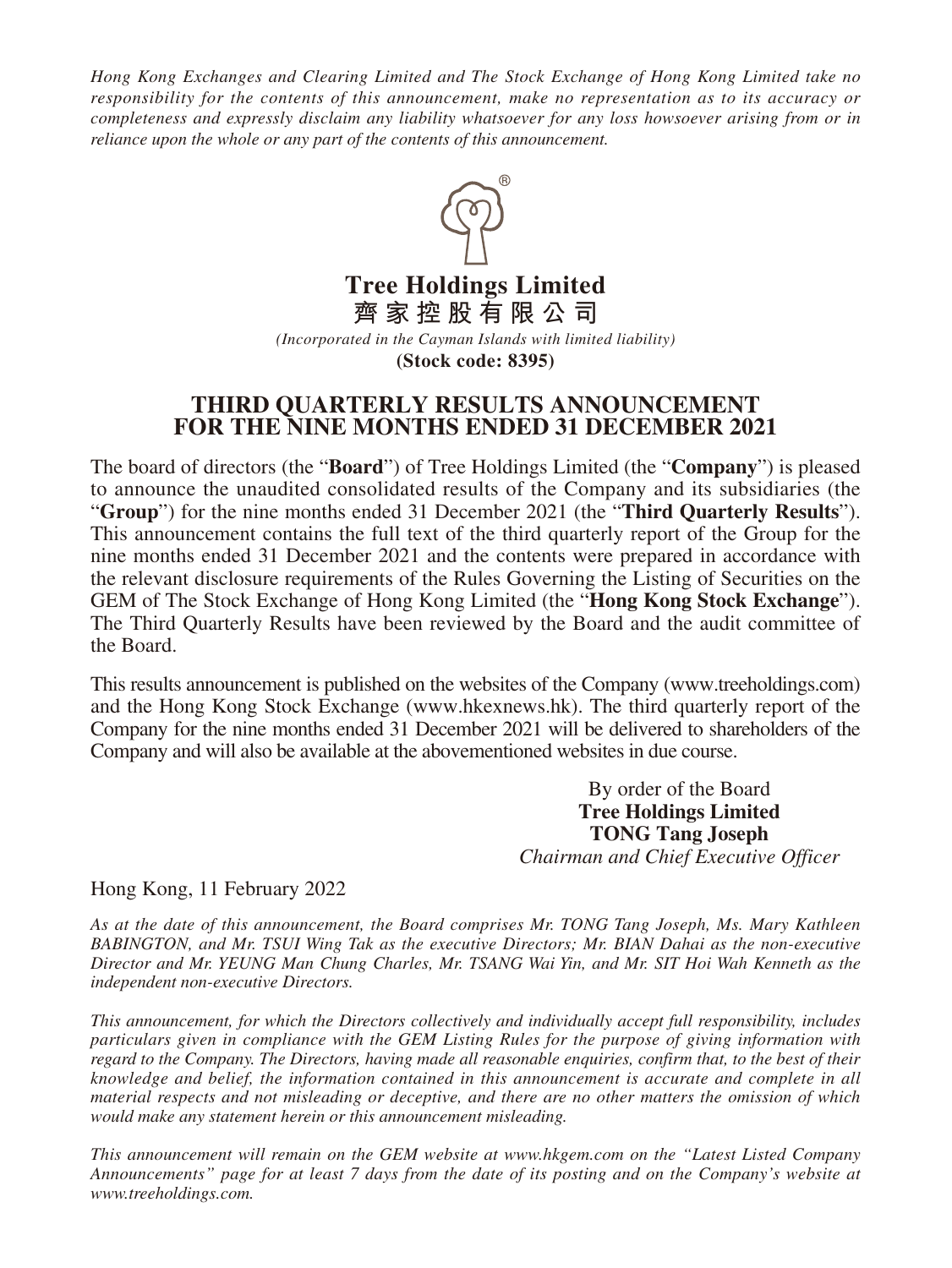*Hong Kong Exchanges and Clearing Limited and The Stock Exchange of Hong Kong Limited take no responsibility for the contents of this announcement, make no representation as to its accuracy or completeness and expressly disclaim any liability whatsoever for any loss howsoever arising from or in reliance upon the whole or any part of the contents of this announcement.*

# Tree Holdings Limited
# 齊家控股有限公司

*(Incorporated in the Cayman Islands with limited liability)*

**(Stock code: 8395)**

## THIRD QUARTERLY RESULTS ANNOUNCEMENT FOR THE NINE MONTHS ENDED 31 DECEMBER 2021

The board of directors (the "**Board**") of Tree Holdings Limited (the "**Company**") is pleased to announce the unaudited consolidated results of the Company and its subsidiaries (the "**Group**") for the nine months ended 31 December 2021 (the "**Third Quarterly Results**"). This announcement contains the full text of the third quarterly report of the Group for the nine months ended 31 December 2021 and the contents were prepared in accordance with the relevant disclosure requirements of the Rules Governing the Listing of Securities on the GEM of The Stock Exchange of Hong Kong Limited (the "**Hong Kong Stock Exchange**"). The Third Quarterly Results have been reviewed by the Board and the audit committee of the Board.

This results announcement is published on the websites of the Company (www.treeholdings.com) and the Hong Kong Stock Exchange (www.hkexnews.hk). The third quarterly report of the Company for the nine months ended 31 December 2021 will be delivered to shareholders of the Company and will also be available at the abovementioned websites in due course.

By order of the Board
**Tree Holdings Limited**
**TONG Tang Joseph**
*Chairman and Chief Executive Officer*

Hong Kong, 11 February 2022

*As at the date of this announcement, the Board comprises Mr. TONG Tang Joseph, Ms. Mary Kathleen BABINGTON, and Mr. TSUI Wing Tak as the executive Directors; Mr. BIAN Dahai as the non-executive Director and Mr. YEUNG Man Chung Charles, Mr. TSANG Wai Yin, and Mr. SIT Hoi Wah Kenneth as the independent non-executive Directors.*

*This announcement, for which the Directors collectively and individually accept full responsibility, includes particulars given in compliance with the GEM Listing Rules for the purpose of giving information with regard to the Company. The Directors, having made all reasonable enquiries, confirm that, to the best of their knowledge and belief, the information contained in this announcement is accurate and complete in all material respects and not misleading or deceptive, and there are no other matters the omission of which would make any statement herein or this announcement misleading.*

*This announcement will remain on the GEM website at www.hkgem.com on the "Latest Listed Company Announcements" page for at least 7 days from the date of its posting and on the Company's website at www.treeholdings.com.*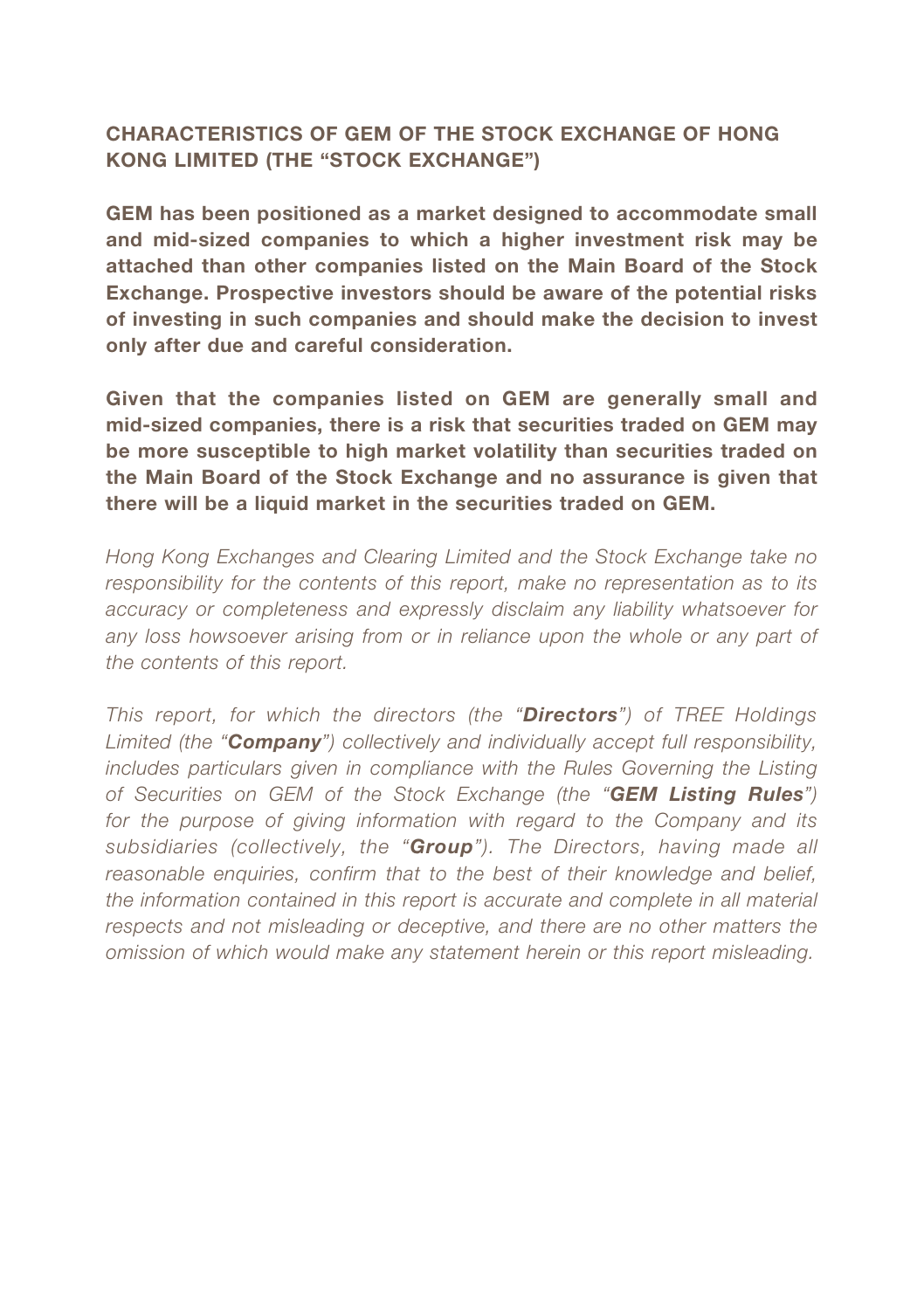## CHARACTERISTICS OF GEM OF THE STOCK EXCHANGE OF HONG KONG LIMITED (THE "STOCK EXCHANGE")

**GEM has been positioned as a market designed to accommodate small and mid-sized companies to which a higher investment risk may be attached than other companies listed on the Main Board of the Stock Exchange. Prospective investors should be aware of the potential risks of investing in such companies and should make the decision to invest only after due and careful consideration.**

**Given that the companies listed on GEM are generally small and mid-sized companies, there is a risk that securities traded on GEM may be more susceptible to high market volatility than securities traded on the Main Board of the Stock Exchange and no assurance is given that there will be a liquid market in the securities traded on GEM.**

*Hong Kong Exchanges and Clearing Limited and the Stock Exchange take no responsibility for the contents of this report, make no representation as to its accuracy or completeness and expressly disclaim any liability whatsoever for any loss howsoever arising from or in reliance upon the whole or any part of the contents of this report.*

*This report, for which the directors (the "**Directors**") of TREE Holdings Limited (the "**Company**") collectively and individually accept full responsibility, includes particulars given in compliance with the Rules Governing the Listing of Securities on GEM of the Stock Exchange (the "**GEM Listing Rules**") for the purpose of giving information with regard to the Company and its subsidiaries (collectively, the "**Group**"). The Directors, having made all reasonable enquiries, confirm that to the best of their knowledge and belief, the information contained in this report is accurate and complete in all material respects and not misleading or deceptive, and there are no other matters the omission of which would make any statement herein or this report misleading.*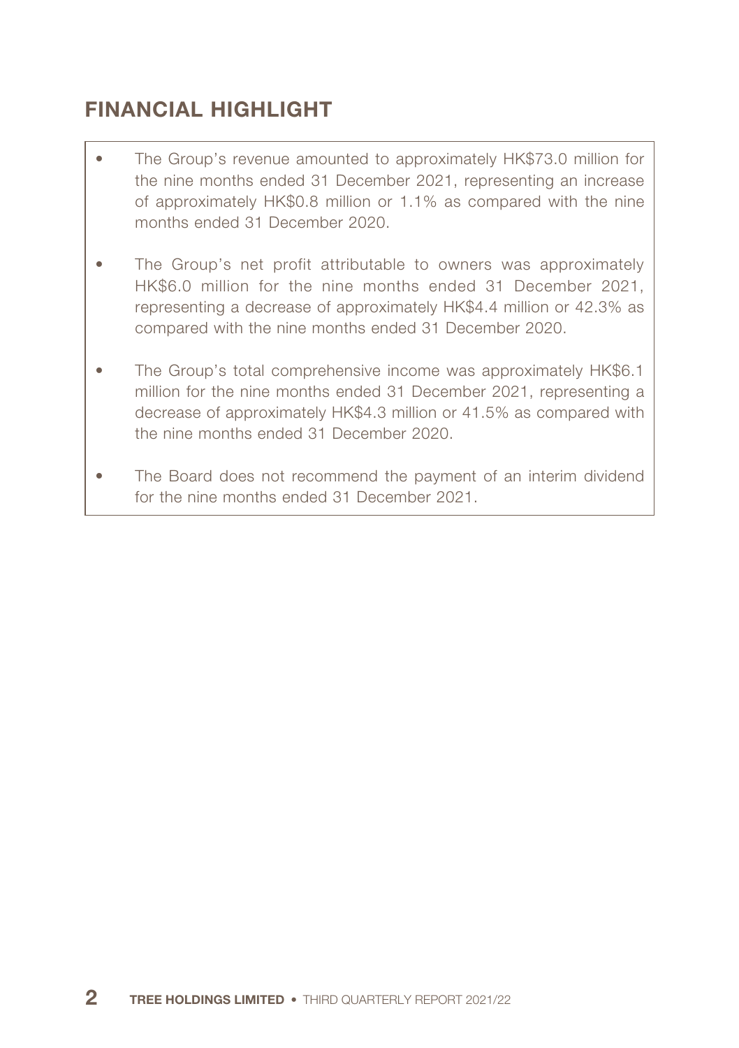# FINANCIAL HIGHLIGHT

- The Group's revenue amounted to approximately HK$73.0 million for the nine months ended 31 December 2021, representing an increase of approximately HK$0.8 million or 1.1% as compared with the nine months ended 31 December 2020.
- The Group's net profit attributable to owners was approximately HK$6.0 million for the nine months ended 31 December 2021, representing a decrease of approximately HK$4.4 million or 42.3% as compared with the nine months ended 31 December 2020.
- The Group's total comprehensive income was approximately HK$6.1 million for the nine months ended 31 December 2021, representing a decrease of approximately HK$4.3 million or 41.5% as compared with the nine months ended 31 December 2020.
- The Board does not recommend the payment of an interim dividend for the nine months ended 31 December 2021.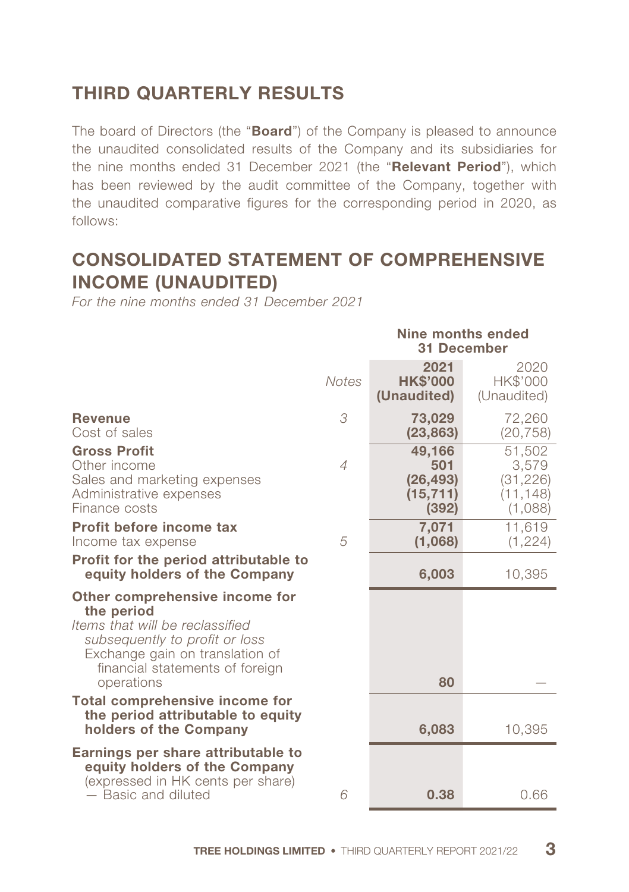## THIRD QUARTERLY RESULTS

The board of Directors (the "**Board**") of the Company is pleased to announce the unaudited consolidated results of the Company and its subsidiaries for the nine months ended 31 December 2021 (the "**Relevant Period**"), which has been reviewed by the audit committee of the Company, together with the unaudited comparative figures for the corresponding period in 2020, as follows:

## CONSOLIDATED STATEMENT OF COMPREHENSIVE INCOME (UNAUDITED)

*For the nine months ended 31 December 2021*

| | | **Nine months ended 31 December** | |
|---|---|---|---|
| | *Notes* | **2021 HK$'000 (Unaudited)** | 2020 HK$'000 (Unaudited) |
| **Revenue** | 3 | **73,029** | 72,260 |
| Cost of sales | | **(23,863)** | (20,758) |
| **Gross Profit** | | **49,166** | 51,502 |
| Other income | 4 | **501** | 3,579 |
| Sales and marketing expenses | | **(26,493)** | (31,226) |
| Administrative expenses | | **(15,711)** | (11,148) |
| Finance costs | | **(392)** | (1,088) |
| **Profit before income tax** | | **7,071** | 11,619 |
| Income tax expense | 5 | **(1,068)** | (1,224) |
| **Profit for the period attributable to equity holders of the Company** | | **6,003** | 10,395 |
| **Other comprehensive income for the period** | | | |
| *Items that will be reclassified subsequently to profit or loss* | | | |
| Exchange gain on translation of financial statements of foreign operations | | **80** | — |
| **Total comprehensive income for the period attributable to equity holders of the Company** | | **6,083** | 10,395 |
| **Earnings per share attributable to equity holders of the Company** (expressed in HK cents per share) | | | |
| — Basic and diluted | 6 | **0.38** | 0.66 |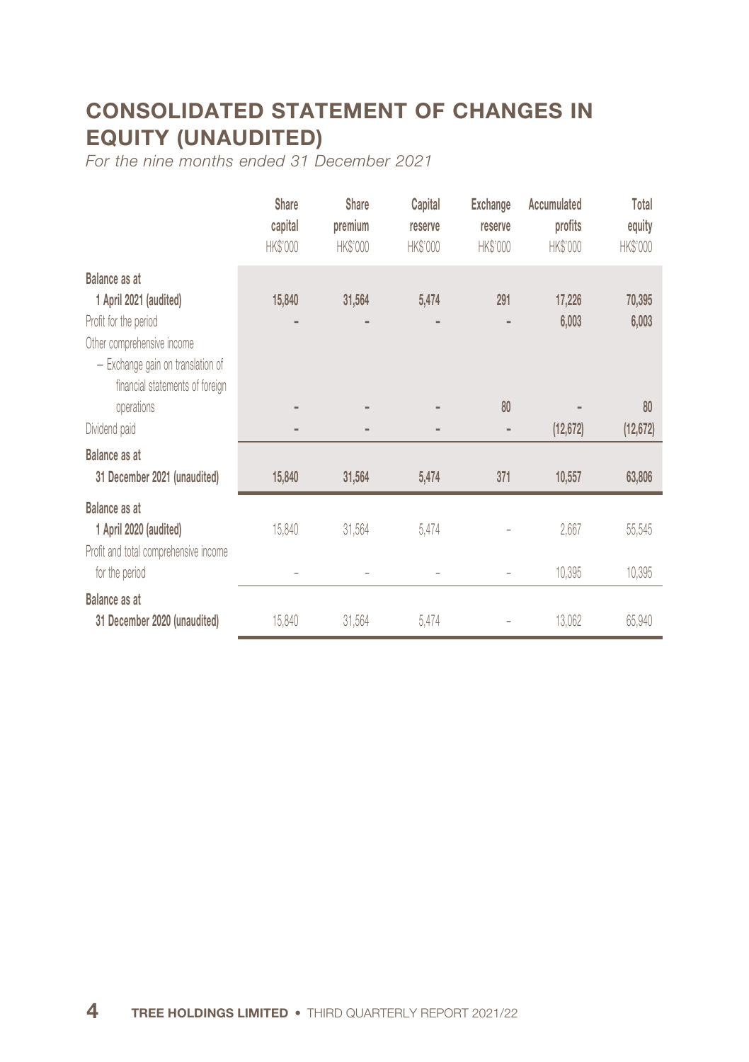# CONSOLIDATED STATEMENT OF CHANGES IN EQUITY (UNAUDITED)

*For the nine months ended 31 December 2021*

| | Share capital HK$'000 | Share premium HK$'000 | Capital reserve HK$'000 | Exchange reserve HK$'000 | Accumulated profits HK$'000 | Total equity HK$'000 |
|---|---|---|---|---|---|---|
| **Balance as at 1 April 2021 (audited)** | **15,840** | **31,564** | **5,474** | **291** | **17,226** | **70,395** |
| Profit for the period | - | - | - | - | 6,003 | 6,003 |
| Other comprehensive income – Exchange gain on translation of financial statements of foreign operations | - | - | - | 80 | - | 80 |
| Dividend paid | - | - | - | - | (12,672) | (12,672) |
| **Balance as at 31 December 2021 (unaudited)** | **15,840** | **31,564** | **5,474** | **371** | **10,557** | **63,806** |
| **Balance as at 1 April 2020 (audited)** | 15,840 | 31,564 | 5,474 | – | 2,667 | 55,545 |
| Profit and total comprehensive income for the period | – | – | – | – | 10,395 | 10,395 |
| **Balance as at 31 December 2020 (unaudited)** | 15,840 | 31,564 | 5,474 | – | 13,062 | 65,940 |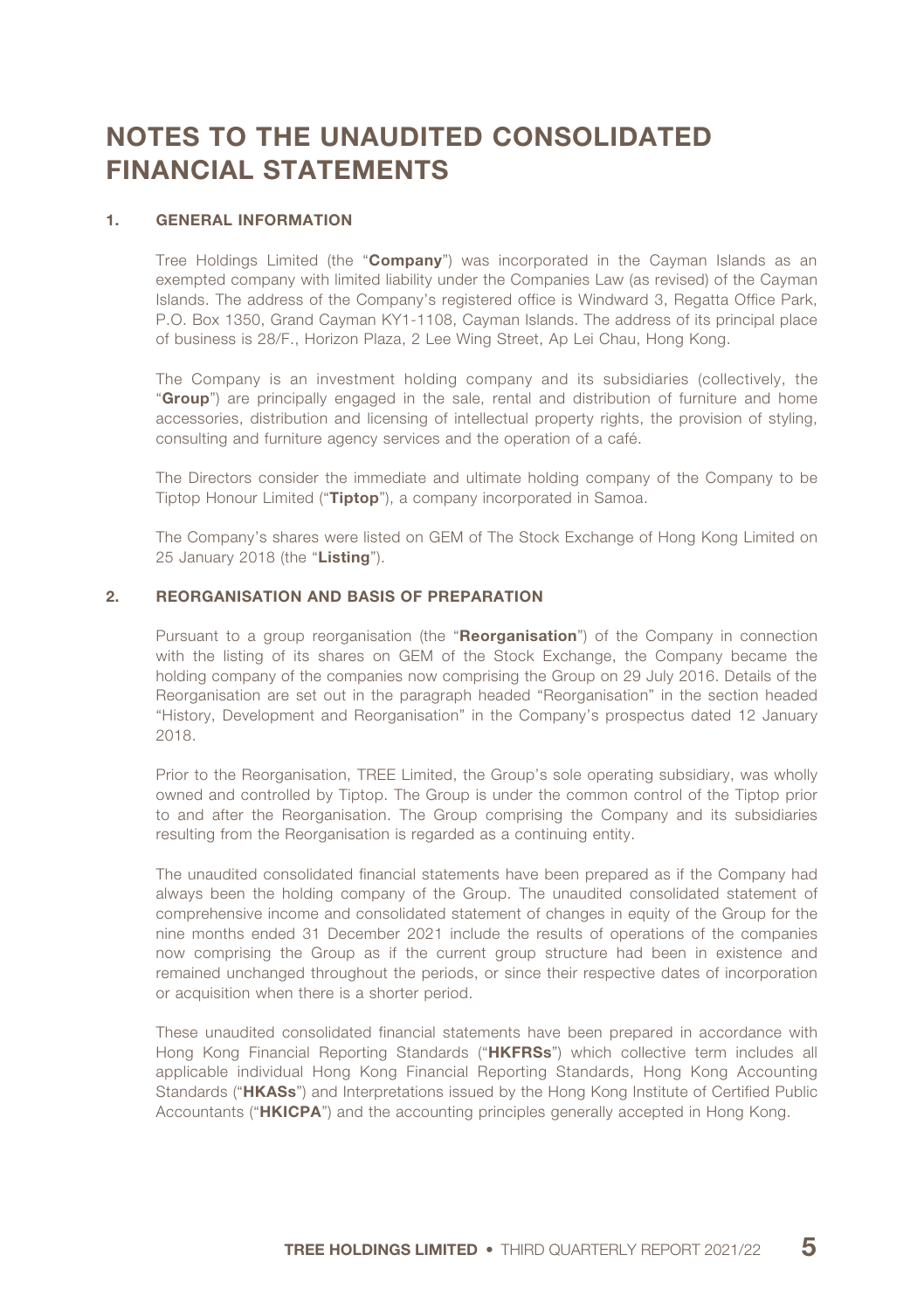# NOTES TO THE UNAUDITED CONSOLIDATED FINANCIAL STATEMENTS

## 1. GENERAL INFORMATION

Tree Holdings Limited (the "**Company**") was incorporated in the Cayman Islands as an exempted company with limited liability under the Companies Law (as revised) of the Cayman Islands. The address of the Company's registered office is Windward 3, Regatta Office Park, P.O. Box 1350, Grand Cayman KY1-1108, Cayman Islands. The address of its principal place of business is 28/F., Horizon Plaza, 2 Lee Wing Street, Ap Lei Chau, Hong Kong.

The Company is an investment holding company and its subsidiaries (collectively, the "**Group**") are principally engaged in the sale, rental and distribution of furniture and home accessories, distribution and licensing of intellectual property rights, the provision of styling, consulting and furniture agency services and the operation of a café.

The Directors consider the immediate and ultimate holding company of the Company to be Tiptop Honour Limited ("**Tiptop**"), a company incorporated in Samoa.

The Company's shares were listed on GEM of The Stock Exchange of Hong Kong Limited on 25 January 2018 (the "**Listing**").

## 2. REORGANISATION AND BASIS OF PREPARATION

Pursuant to a group reorganisation (the "**Reorganisation**") of the Company in connection with the listing of its shares on GEM of the Stock Exchange, the Company became the holding company of the companies now comprising the Group on 29 July 2016. Details of the Reorganisation are set out in the paragraph headed "Reorganisation" in the section headed "History, Development and Reorganisation" in the Company's prospectus dated 12 January 2018.

Prior to the Reorganisation, TREE Limited, the Group's sole operating subsidiary, was wholly owned and controlled by Tiptop. The Group is under the common control of the Tiptop prior to and after the Reorganisation. The Group comprising the Company and its subsidiaries resulting from the Reorganisation is regarded as a continuing entity.

The unaudited consolidated financial statements have been prepared as if the Company had always been the holding company of the Group. The unaudited consolidated statement of comprehensive income and consolidated statement of changes in equity of the Group for the nine months ended 31 December 2021 include the results of operations of the companies now comprising the Group as if the current group structure had been in existence and remained unchanged throughout the periods, or since their respective dates of incorporation or acquisition when there is a shorter period.

These unaudited consolidated financial statements have been prepared in accordance with Hong Kong Financial Reporting Standards ("**HKFRSs**") which collective term includes all applicable individual Hong Kong Financial Reporting Standards, Hong Kong Accounting Standards ("**HKASs**") and Interpretations issued by the Hong Kong Institute of Certified Public Accountants ("**HKICPA**") and the accounting principles generally accepted in Hong Kong.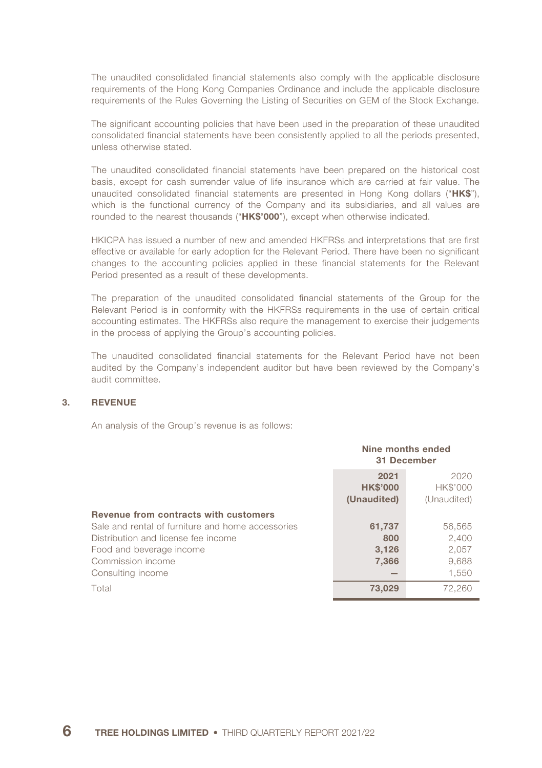The unaudited consolidated financial statements also comply with the applicable disclosure requirements of the Hong Kong Companies Ordinance and include the applicable disclosure requirements of the Rules Governing the Listing of Securities on GEM of the Stock Exchange.

The significant accounting policies that have been used in the preparation of these unaudited consolidated financial statements have been consistently applied to all the periods presented, unless otherwise stated.

The unaudited consolidated financial statements have been prepared on the historical cost basis, except for cash surrender value of life insurance which are carried at fair value. The unaudited consolidated financial statements are presented in Hong Kong dollars ("**HK$**"), which is the functional currency of the Company and its subsidiaries, and all values are rounded to the nearest thousands ("**HK$'000**"), except when otherwise indicated.

HKICPA has issued a number of new and amended HKFRSs and interpretations that are first effective or available for early adoption for the Relevant Period. There have been no significant changes to the accounting policies applied in these financial statements for the Relevant Period presented as a result of these developments.

The preparation of the unaudited consolidated financial statements of the Group for the Relevant Period is in conformity with the HKFRSs requirements in the use of certain critical accounting estimates. The HKFRSs also require the management to exercise their judgements in the process of applying the Group's accounting policies.

The unaudited consolidated financial statements for the Relevant Period have not been audited by the Company's independent auditor but have been reviewed by the Company's audit committee.

## 3. REVENUE

An analysis of the Group's revenue is as follows:

| | **Nine months ended 31 December** | |
|---|---|---|
| | **2021** | 2020 |
| | **HK$'000** | HK$'000 |
| | **(Unaudited)** | (Unaudited) |
| **Revenue from contracts with customers** | | |
| Sale and rental of furniture and home accessories | **61,737** | 56,565 |
| Distribution and license fee income | **800** | 2,400 |
| Food and beverage income | **3,126** | 2,057 |
| Commission income | **7,366** | 9,688 |
| Consulting income | **—** | 1,550 |
| Total | **73,029** | 72,260 |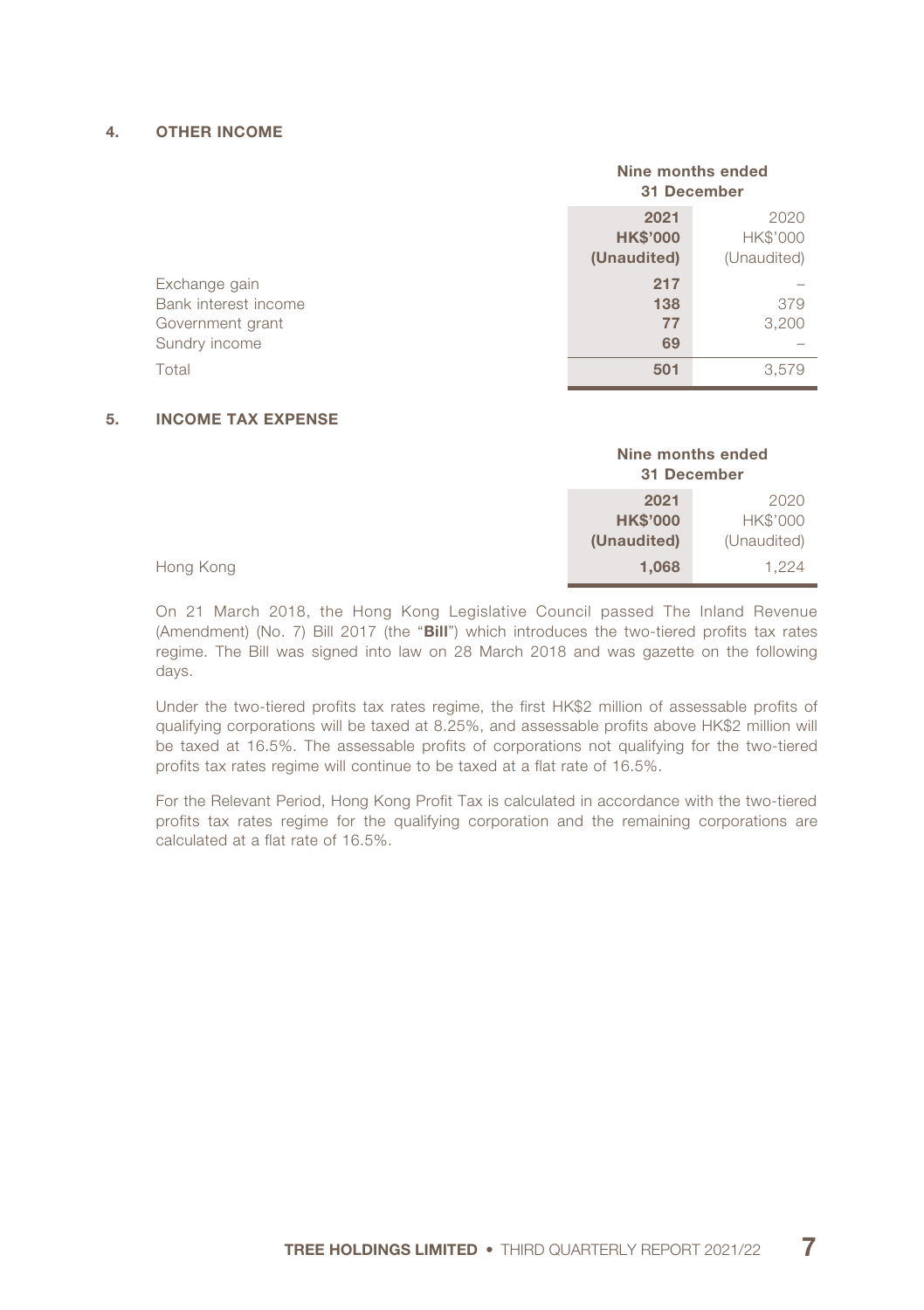## 4. OTHER INCOME

| | Nine months ended 31 December | |
|---|---|---|
| | **2021** | 2020 |
| | **HK$'000** | HK$'000 |
| | **(Unaudited)** | (Unaudited) |
| Exchange gain | **217** | – |
| Bank interest income | **138** | 379 |
| Government grant | **77** | 3,200 |
| Sundry income | **69** | – |
| Total | **501** | 3,579 |

## 5. INCOME TAX EXPENSE

| | Nine months ended 31 December | |
|---|---|---|
| | **2021** | 2020 |
| | **HK$'000** | HK$'000 |
| | **(Unaudited)** | (Unaudited) |
| Hong Kong | **1,068** | 1,224 |

On 21 March 2018, the Hong Kong Legislative Council passed The Inland Revenue (Amendment) (No. 7) Bill 2017 (the "**Bill**") which introduces the two-tiered profits tax rates regime. The Bill was signed into law on 28 March 2018 and was gazette on the following days.

Under the two-tiered profits tax rates regime, the first HK$2 million of assessable profits of qualifying corporations will be taxed at 8.25%, and assessable profits above HK$2 million will be taxed at 16.5%. The assessable profits of corporations not qualifying for the two-tiered profits tax rates regime will continue to be taxed at a flat rate of 16.5%.

For the Relevant Period, Hong Kong Profit Tax is calculated in accordance with the two-tiered profits tax rates regime for the qualifying corporation and the remaining corporations are calculated at a flat rate of 16.5%.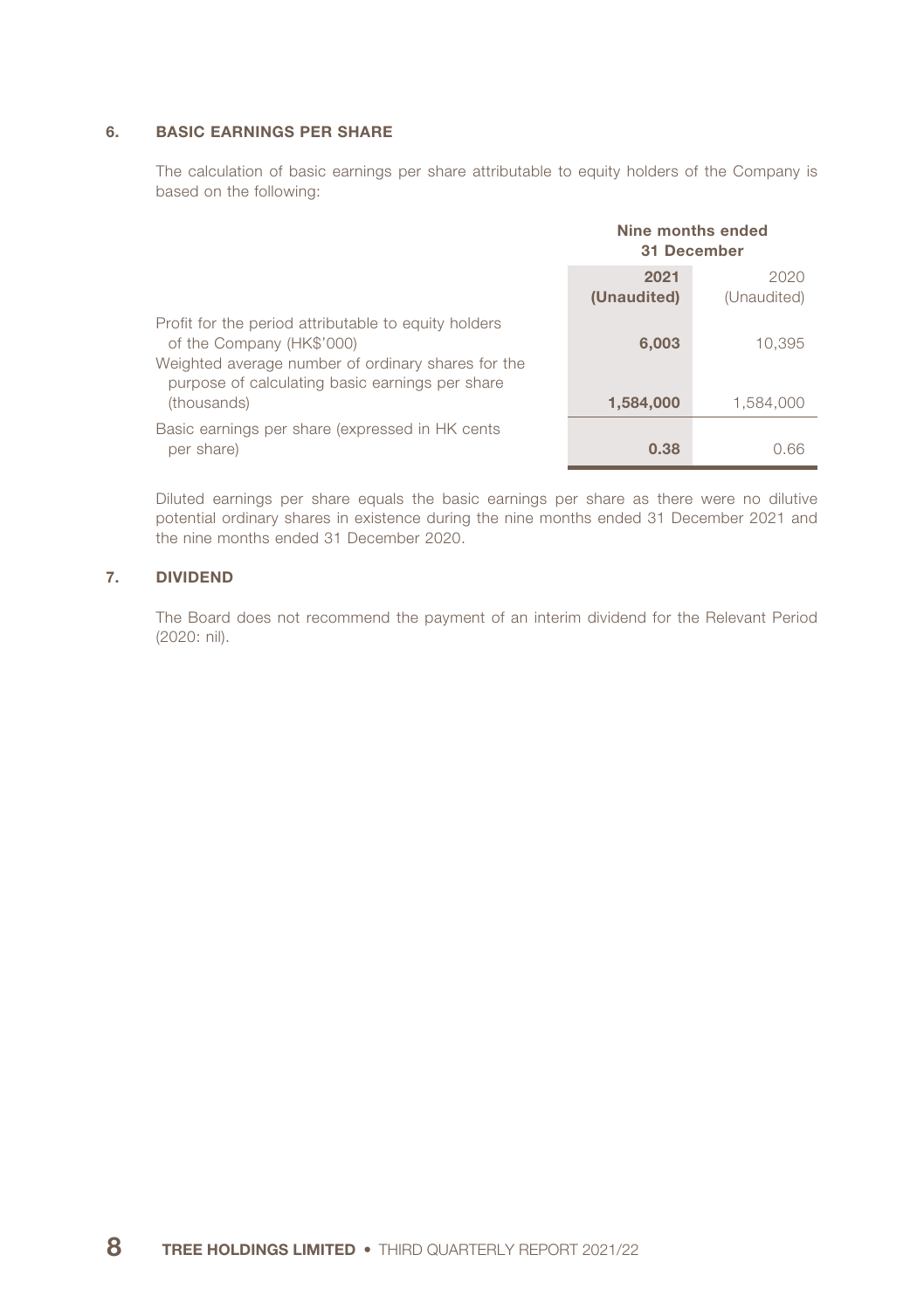## 6. BASIC EARNINGS PER SHARE

The calculation of basic earnings per share attributable to equity holders of the Company is based on the following:

| | Nine months ended 31 December | |
|---|---|---|
| | **2021 (Unaudited)** | 2020 (Unaudited) |
| Profit for the period attributable to equity holders of the Company (HK$'000) | **6,003** | 10,395 |
| Weighted average number of ordinary shares for the purpose of calculating basic earnings per share (thousands) | **1,584,000** | 1,584,000 |
| Basic earnings per share (expressed in HK cents per share) | **0.38** | 0.66 |

Diluted earnings per share equals the basic earnings per share as there were no dilutive potential ordinary shares in existence during the nine months ended 31 December 2021 and the nine months ended 31 December 2020.

## 7. DIVIDEND

The Board does not recommend the payment of an interim dividend for the Relevant Period (2020: nil).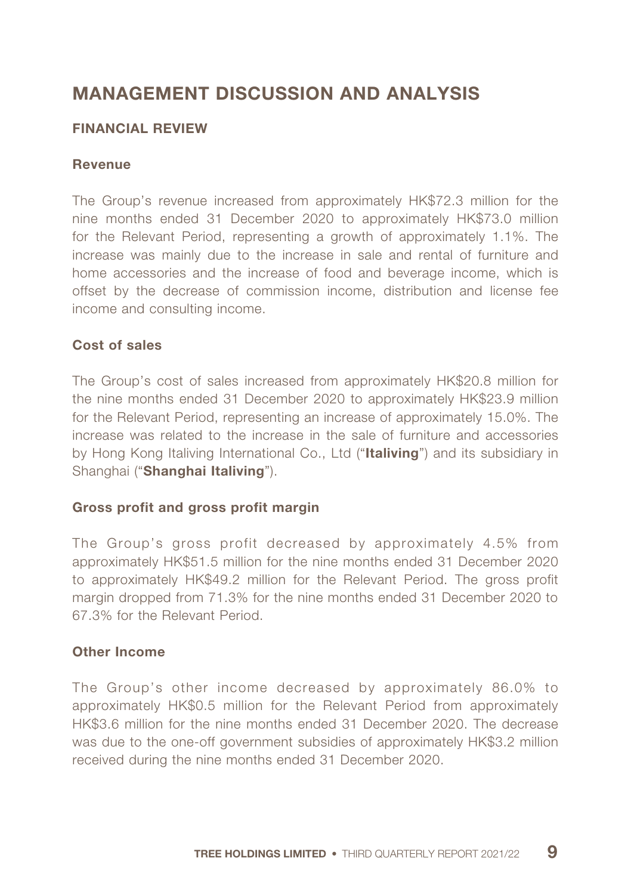# MANAGEMENT DISCUSSION AND ANALYSIS

## FINANCIAL REVIEW

### Revenue

The Group's revenue increased from approximately HK$72.3 million for the nine months ended 31 December 2020 to approximately HK$73.0 million for the Relevant Period, representing a growth of approximately 1.1%. The increase was mainly due to the increase in sale and rental of furniture and home accessories and the increase of food and beverage income, which is offset by the decrease of commission income, distribution and license fee income and consulting income.

### Cost of sales

The Group's cost of sales increased from approximately HK$20.8 million for the nine months ended 31 December 2020 to approximately HK$23.9 million for the Relevant Period, representing an increase of approximately 15.0%. The increase was related to the increase in the sale of furniture and accessories by Hong Kong Italiving International Co., Ltd ("**Italiving**") and its subsidiary in Shanghai ("**Shanghai Italiving**").

### Gross profit and gross profit margin

The Group's gross profit decreased by approximately 4.5% from approximately HK$51.5 million for the nine months ended 31 December 2020 to approximately HK$49.2 million for the Relevant Period. The gross profit margin dropped from 71.3% for the nine months ended 31 December 2020 to 67.3% for the Relevant Period.

### Other Income

The Group's other income decreased by approximately 86.0% to approximately HK$0.5 million for the Relevant Period from approximately HK$3.6 million for the nine months ended 31 December 2020. The decrease was due to the one-off government subsidies of approximately HK$3.2 million received during the nine months ended 31 December 2020.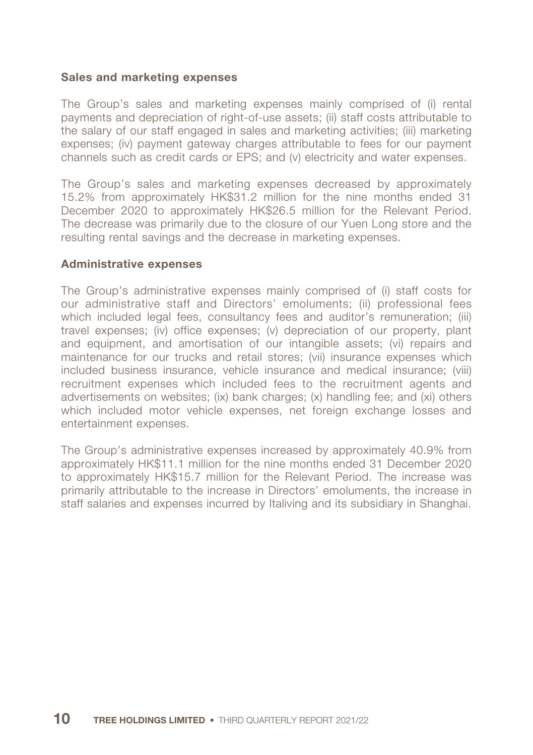### Sales and marketing expenses

The Group's sales and marketing expenses mainly comprised of (i) rental payments and depreciation of right-of-use assets; (ii) staff costs attributable to the salary of our staff engaged in sales and marketing activities; (iii) marketing expenses; (iv) payment gateway charges attributable to fees for our payment channels such as credit cards or EPS; and (v) electricity and water expenses.

The Group's sales and marketing expenses decreased by approximately 15.2% from approximately HK$31.2 million for the nine months ended 31 December 2020 to approximately HK$26.5 million for the Relevant Period. The decrease was primarily due to the closure of our Yuen Long store and the resulting rental savings and the decrease in marketing expenses.

### Administrative expenses

The Group's administrative expenses mainly comprised of (i) staff costs for our administrative staff and Directors' emoluments; (ii) professional fees which included legal fees, consultancy fees and auditor's remuneration; (iii) travel expenses; (iv) office expenses; (v) depreciation of our property, plant and equipment, and amortisation of our intangible assets; (vi) repairs and maintenance for our trucks and retail stores; (vii) insurance expenses which included business insurance, vehicle insurance and medical insurance; (viii) recruitment expenses which included fees to the recruitment agents and advertisements on websites; (ix) bank charges; (x) handling fee; and (xi) others which included motor vehicle expenses, net foreign exchange losses and entertainment expenses.

The Group's administrative expenses increased by approximately 40.9% from approximately HK$11.1 million for the nine months ended 31 December 2020 to approximately HK$15.7 million for the Relevant Period. The increase was primarily attributable to the increase in Directors' emoluments, the increase in staff salaries and expenses incurred by Italiving and its subsidiary in Shanghai.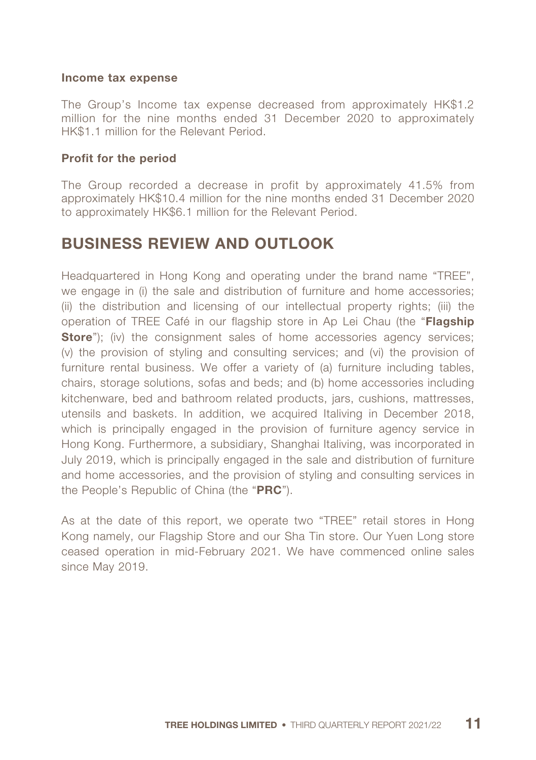**Income tax expense**

The Group's Income tax expense decreased from approximately HK$1.2 million for the nine months ended 31 December 2020 to approximately HK$1.1 million for the Relevant Period.

**Profit for the period**

The Group recorded a decrease in profit by approximately 41.5% from approximately HK$10.4 million for the nine months ended 31 December 2020 to approximately HK$6.1 million for the Relevant Period.

## BUSINESS REVIEW AND OUTLOOK

Headquartered in Hong Kong and operating under the brand name "TREE", we engage in (i) the sale and distribution of furniture and home accessories; (ii) the distribution and licensing of our intellectual property rights; (iii) the operation of TREE Café in our flagship store in Ap Lei Chau (the "**Flagship Store**"); (iv) the consignment sales of home accessories agency services; (v) the provision of styling and consulting services; and (vi) the provision of furniture rental business. We offer a variety of (a) furniture including tables, chairs, storage solutions, sofas and beds; and (b) home accessories including kitchenware, bed and bathroom related products, jars, cushions, mattresses, utensils and baskets. In addition, we acquired Italiving in December 2018, which is principally engaged in the provision of furniture agency service in Hong Kong. Furthermore, a subsidiary, Shanghai Italiving, was incorporated in July 2019, which is principally engaged in the sale and distribution of furniture and home accessories, and the provision of styling and consulting services in the People's Republic of China (the "**PRC**").

As at the date of this report, we operate two "TREE" retail stores in Hong Kong namely, our Flagship Store and our Sha Tin store. Our Yuen Long store ceased operation in mid-February 2021. We have commenced online sales since May 2019.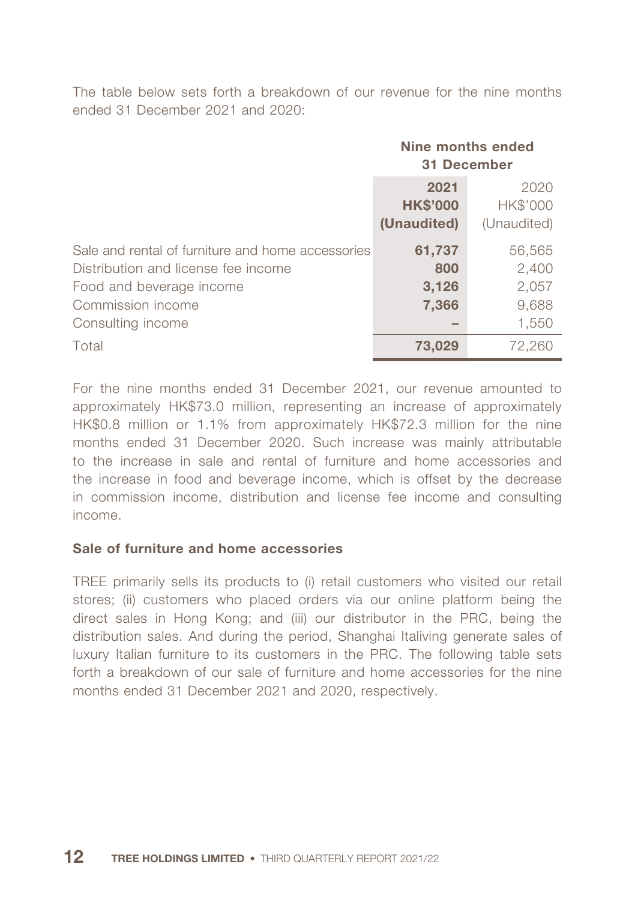The table below sets forth a breakdown of our revenue for the nine months ended 31 December 2021 and 2020:

| | Nine months ended 31 December | |
|---|---|---|
| | **2021** | 2020 |
| | **HK$'000** | HK$'000 |
| | **(Unaudited)** | (Unaudited) |
| Sale and rental of furniture and home accessories | **61,737** | 56,565 |
| Distribution and license fee income | **800** | 2,400 |
| Food and beverage income | **3,126** | 2,057 |
| Commission income | **7,366** | 9,688 |
| Consulting income | **–** | 1,550 |
| Total | **73,029** | 72,260 |

For the nine months ended 31 December 2021, our revenue amounted to approximately HK$73.0 million, representing an increase of approximately HK$0.8 million or 1.1% from approximately HK$72.3 million for the nine months ended 31 December 2020. Such increase was mainly attributable to the increase in sale and rental of furniture and home accessories and the increase in food and beverage income, which is offset by the decrease in commission income, distribution and license fee income and consulting income.

### Sale of furniture and home accessories

TREE primarily sells its products to (i) retail customers who visited our retail stores; (ii) customers who placed orders via our online platform being the direct sales in Hong Kong; and (iii) our distributor in the PRC, being the distribution sales. And during the period, Shanghai Italiving generate sales of luxury Italian furniture to its customers in the PRC. The following table sets forth a breakdown of our sale of furniture and home accessories for the nine months ended 31 December 2021 and 2020, respectively.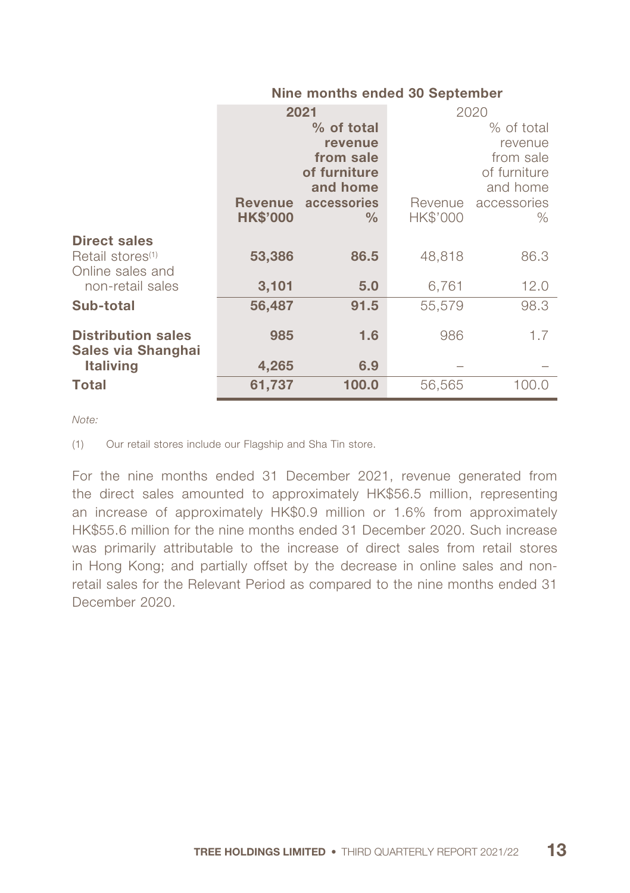| | Nine months ended 30 September | | | |
|---|---|---|---|---|
| | **2021** | | 2020 | |
| | **Revenue HK$'000** | **% of total revenue from sale of furniture and home accessories %** | Revenue HK$'000 | % of total revenue from sale of furniture and home accessories % |
| **Direct sales** | | | | |
| Retail stores[1] | **53,386** | **86.5** | 48,818 | 86.3 |
| Online sales and non-retail sales | **3,101** | **5.0** | 6,761 | 12.0 |
| **Sub-total** | **56,487** | **91.5** | 55,579 | 98.3 |
| **Distribution sales** | **985** | **1.6** | 986 | 1.7 |
| **Sales via Shanghai Italiving** | **4,265** | **6.9** | – | – |
| **Total** | **61,737** | **100.0** | 56,565 | 100.0 |

*Note:*

(1) Our retail stores include our Flagship and Sha Tin store.

For the nine months ended 31 December 2021, revenue generated from the direct sales amounted to approximately HK$56.5 million, representing an increase of approximately HK$0.9 million or 1.6% from approximately HK$55.6 million for the nine months ended 31 December 2020. Such increase was primarily attributable to the increase of direct sales from retail stores in Hong Kong; and partially offset by the decrease in online sales and non-retail sales for the Relevant Period as compared to the nine months ended 31 December 2020.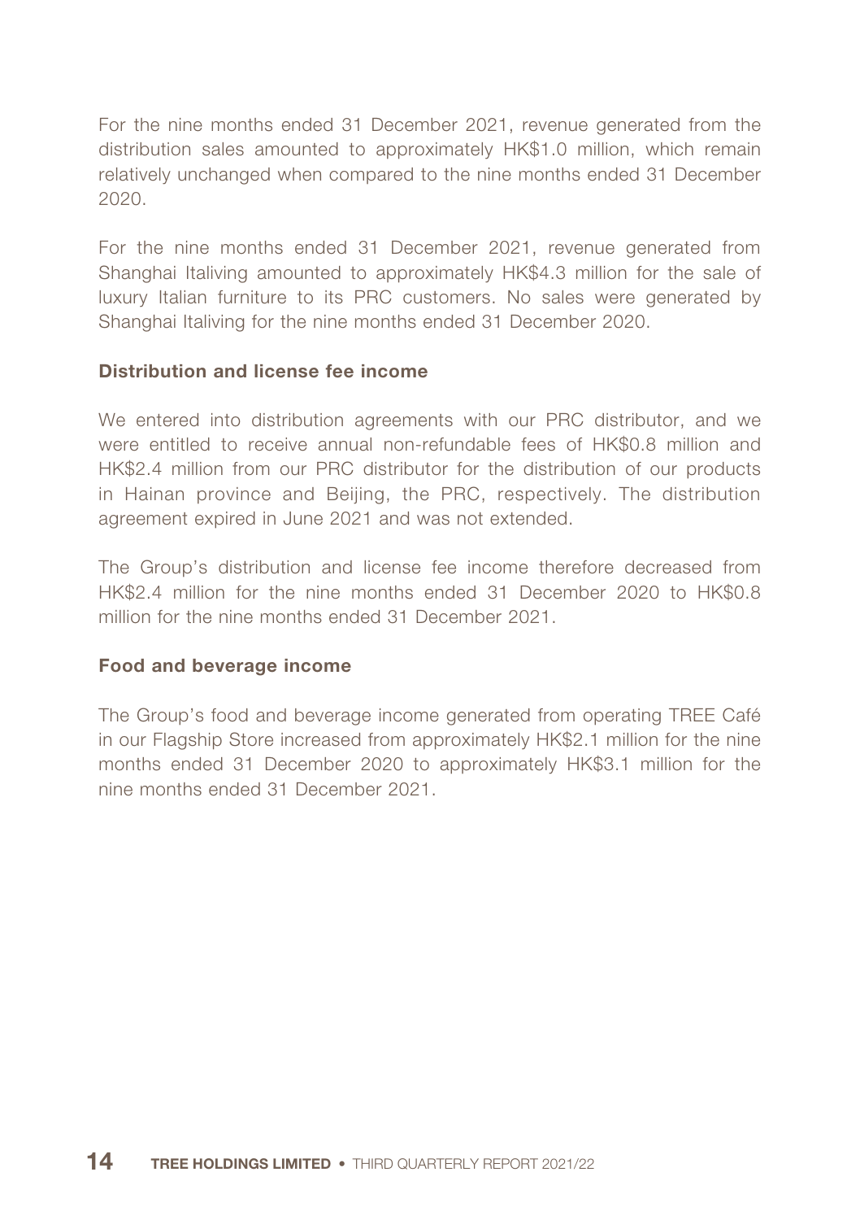For the nine months ended 31 December 2021, revenue generated from the distribution sales amounted to approximately HK$1.0 million, which remain relatively unchanged when compared to the nine months ended 31 December 2020.

For the nine months ended 31 December 2021, revenue generated from Shanghai Italiving amounted to approximately HK$4.3 million for the sale of luxury Italian furniture to its PRC customers. No sales were generated by Shanghai Italiving for the nine months ended 31 December 2020.

**Distribution and license fee income**

We entered into distribution agreements with our PRC distributor, and we were entitled to receive annual non-refundable fees of HK$0.8 million and HK$2.4 million from our PRC distributor for the distribution of our products in Hainan province and Beijing, the PRC, respectively. The distribution agreement expired in June 2021 and was not extended.

The Group's distribution and license fee income therefore decreased from HK$2.4 million for the nine months ended 31 December 2020 to HK$0.8 million for the nine months ended 31 December 2021.

**Food and beverage income**

The Group's food and beverage income generated from operating TREE Café in our Flagship Store increased from approximately HK$2.1 million for the nine months ended 31 December 2020 to approximately HK$3.1 million for the nine months ended 31 December 2021.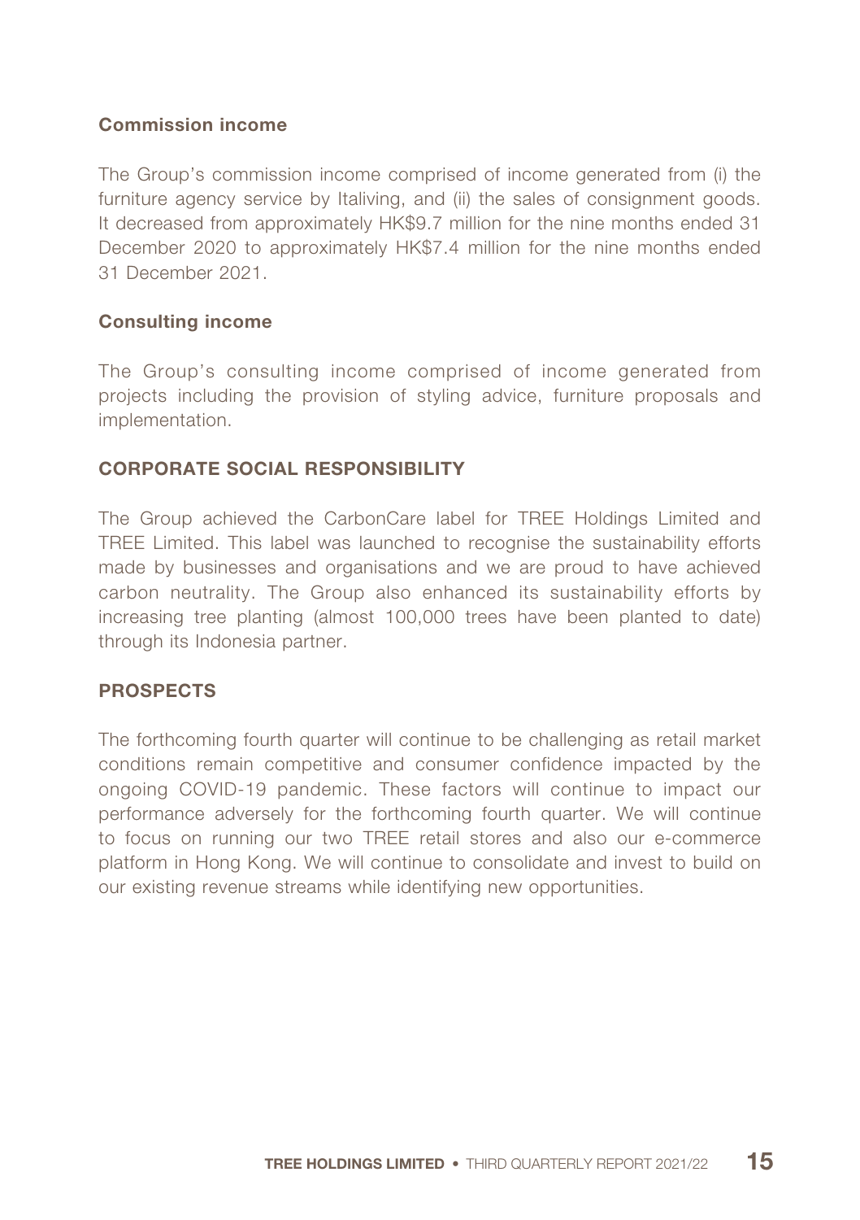### Commission income

The Group's commission income comprised of income generated from (i) the furniture agency service by Italiving, and (ii) the sales of consignment goods. It decreased from approximately HK$9.7 million for the nine months ended 31 December 2020 to approximately HK$7.4 million for the nine months ended 31 December 2021.

### Consulting income

The Group's consulting income comprised of income generated from projects including the provision of styling advice, furniture proposals and implementation.

## CORPORATE SOCIAL RESPONSIBILITY

The Group achieved the CarbonCare label for TREE Holdings Limited and TREE Limited. This label was launched to recognise the sustainability efforts made by businesses and organisations and we are proud to have achieved carbon neutrality. The Group also enhanced its sustainability efforts by increasing tree planting (almost 100,000 trees have been planted to date) through its Indonesia partner.

## PROSPECTS

The forthcoming fourth quarter will continue to be challenging as retail market conditions remain competitive and consumer confidence impacted by the ongoing COVID-19 pandemic. These factors will continue to impact our performance adversely for the forthcoming fourth quarter. We will continue to focus on running our two TREE retail stores and also our e-commerce platform in Hong Kong. We will continue to consolidate and invest to build on our existing revenue streams while identifying new opportunities.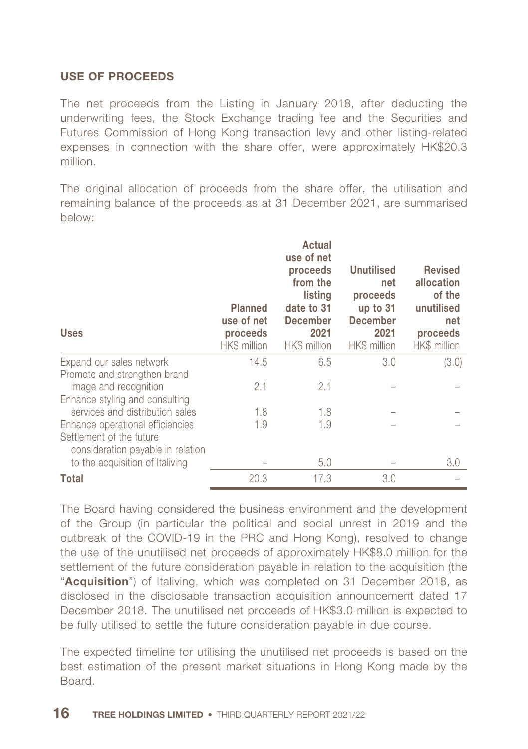## USE OF PROCEEDS

The net proceeds from the Listing in January 2018, after deducting the underwriting fees, the Stock Exchange trading fee and the Securities and Futures Commission of Hong Kong transaction levy and other listing-related expenses in connection with the share offer, were approximately HK$20.3 million.

The original allocation of proceeds from the share offer, the utilisation and remaining balance of the proceeds as at 31 December 2021, are summarised below:

| Uses | Planned use of net proceeds | Actual use of net proceeds from the listing date to 31 December 2021 | Unutilised net proceeds up to 31 December 2021 | Revised allocation of the unutilised net proceeds |
|---|---|---|---|---|
| | HK$ million | HK$ million | HK$ million | HK$ million |
| Expand our sales network | 14.5 | 6.5 | 3.0 | (3.0) |
| Promote and strengthen brand image and recognition | 2.1 | 2.1 | – | – |
| Enhance styling and consulting services and distribution sales | 1.8 | 1.8 | – | – |
| Enhance operational efficiencies | 1.9 | 1.9 | – | – |
| Settlement of the future consideration payable in relation to the acquisition of Italiving | – | 5.0 | – | 3.0 |
| **Total** | 20.3 | 17.3 | 3.0 | – |

The Board having considered the business environment and the development of the Group (in particular the political and social unrest in 2019 and the outbreak of the COVID-19 in the PRC and Hong Kong), resolved to change the use of the unutilised net proceeds of approximately HK$8.0 million for the settlement of the future consideration payable in relation to the acquisition (the "**Acquisition**") of Italiving, which was completed on 31 December 2018, as disclosed in the disclosable transaction acquisition announcement dated 17 December 2018. The unutilised net proceeds of HK$3.0 million is expected to be fully utilised to settle the future consideration payable in due course.

The expected timeline for utilising the unutilised net proceeds is based on the best estimation of the present market situations in Hong Kong made by the Board.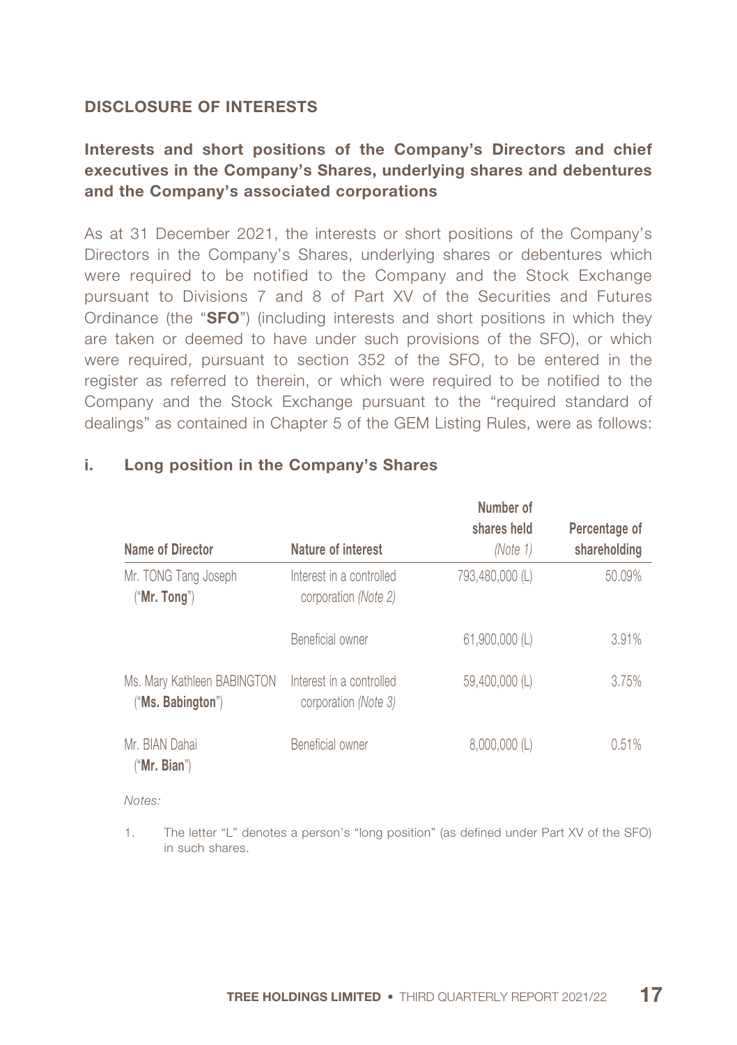## DISCLOSURE OF INTERESTS

### Interests and short positions of the Company's Directors and chief executives in the Company's Shares, underlying shares and debentures and the Company's associated corporations

As at 31 December 2021, the interests or short positions of the Company's Directors in the Company's Shares, underlying shares or debentures which were required to be notified to the Company and the Stock Exchange pursuant to Divisions 7 and 8 of Part XV of the Securities and Futures Ordinance (the "**SFO**") (including interests and short positions in which they are taken or deemed to have under such provisions of the SFO), or which were required, pursuant to section 352 of the SFO, to be entered in the register as referred to therein, or which were required to be notified to the Company and the Stock Exchange pursuant to the "required standard of dealings" as contained in Chapter 5 of the GEM Listing Rules, were as follows:

### i. Long position in the Company's Shares

| Name of Director | Nature of interest | Number of shares held *(Note 1)* | Percentage of shareholding |
|---|---|---|---|
| Mr. TONG Tang Joseph ("**Mr. Tong**") | Interest in a controlled corporation *(Note 2)* | 793,480,000 (L) | 50.09% |
| | Beneficial owner | 61,900,000 (L) | 3.91% |
| Ms. Mary Kathleen BABINGTON ("**Ms. Babington**") | Interest in a controlled corporation *(Note 3)* | 59,400,000 (L) | 3.75% |
| Mr. BIAN Dahai ("**Mr. Bian**") | Beneficial owner | 8,000,000 (L) | 0.51% |

*Notes:*

1. The letter "L" denotes a person's "long position" (as defined under Part XV of the SFO) in such shares.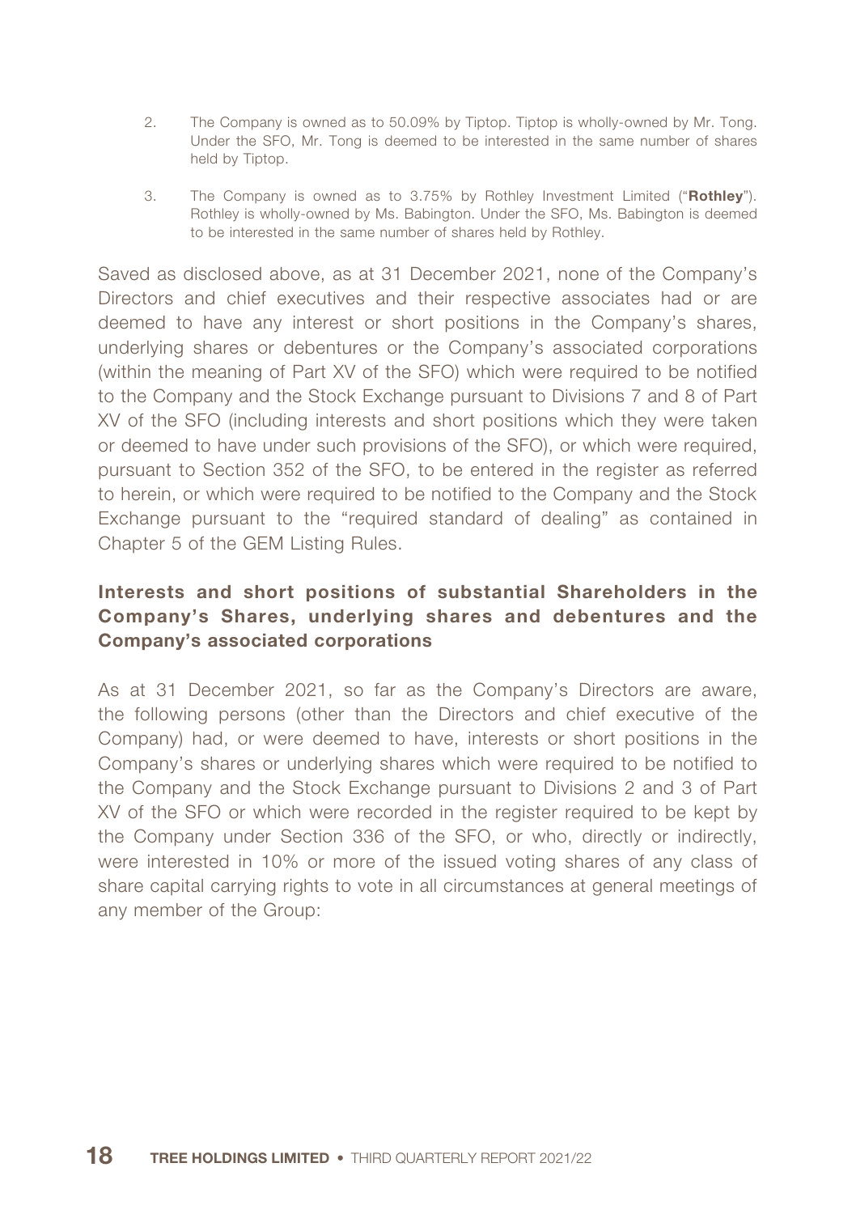2. The Company is owned as to 50.09% by Tiptop. Tiptop is wholly-owned by Mr. Tong. Under the SFO, Mr. Tong is deemed to be interested in the same number of shares held by Tiptop.

3. The Company is owned as to 3.75% by Rothley Investment Limited ("**Rothley**"). Rothley is wholly-owned by Ms. Babington. Under the SFO, Ms. Babington is deemed to be interested in the same number of shares held by Rothley.

Saved as disclosed above, as at 31 December 2021, none of the Company's Directors and chief executives and their respective associates had or are deemed to have any interest or short positions in the Company's shares, underlying shares or debentures or the Company's associated corporations (within the meaning of Part XV of the SFO) which were required to be notified to the Company and the Stock Exchange pursuant to Divisions 7 and 8 of Part XV of the SFO (including interests and short positions which they were taken or deemed to have under such provisions of the SFO), or which were required, pursuant to Section 352 of the SFO, to be entered in the register as referred to herein, or which were required to be notified to the Company and the Stock Exchange pursuant to the "required standard of dealing" as contained in Chapter 5 of the GEM Listing Rules.

### Interests and short positions of substantial Shareholders in the Company's Shares, underlying shares and debentures and the Company's associated corporations

As at 31 December 2021, so far as the Company's Directors are aware, the following persons (other than the Directors and chief executive of the Company) had, or were deemed to have, interests or short positions in the Company's shares or underlying shares which were required to be notified to the Company and the Stock Exchange pursuant to Divisions 2 and 3 of Part XV of the SFO or which were recorded in the register required to be kept by the Company under Section 336 of the SFO, or who, directly or indirectly, were interested in 10% or more of the issued voting shares of any class of share capital carrying rights to vote in all circumstances at general meetings of any member of the Group: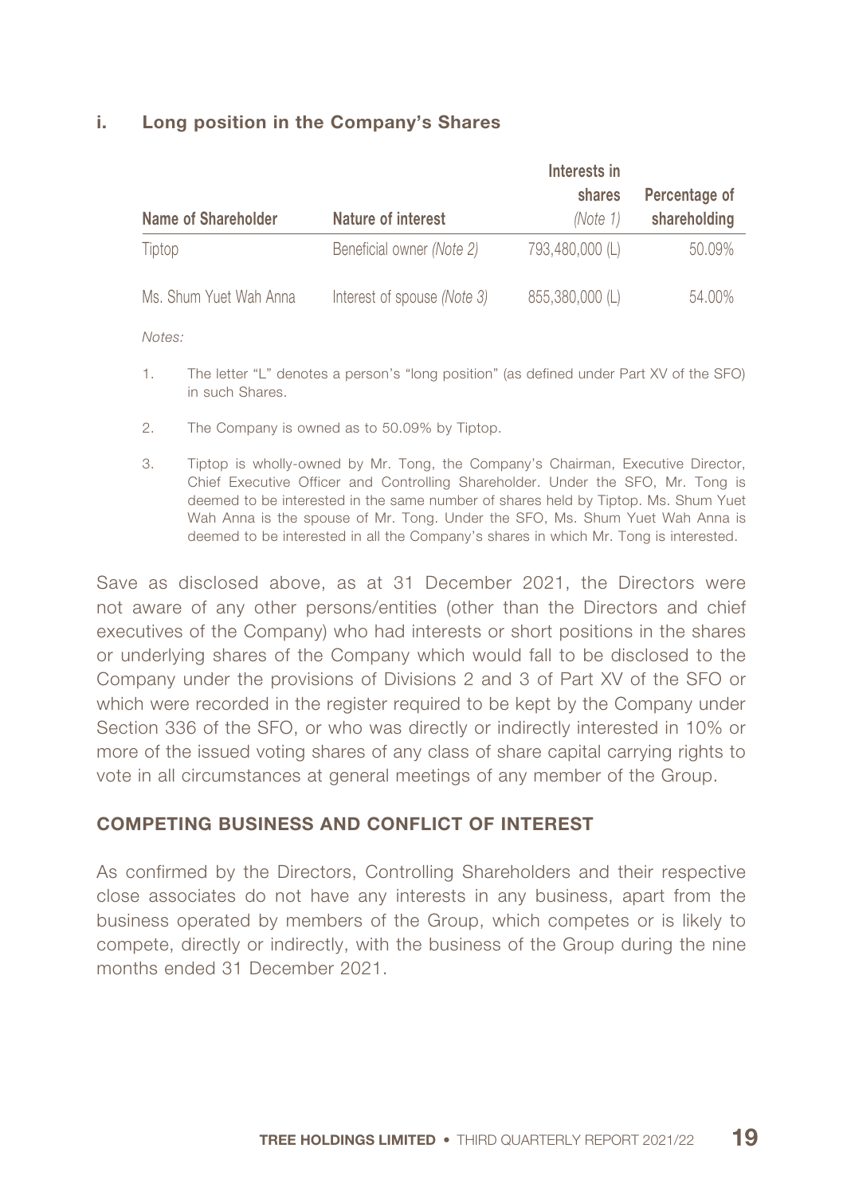### i. Long position in the Company's Shares

| Name of Shareholder | Nature of interest | Interests in shares *(Note 1)* | Percentage of shareholding |
|---|---|---|---|
| Tiptop | Beneficial owner *(Note 2)* | 793,480,000 (L) | 50.09% |
| Ms. Shum Yuet Wah Anna | Interest of spouse *(Note 3)* | 855,380,000 (L) | 54.00% |

*Notes:*

1. The letter "L" denotes a person's "long position" (as defined under Part XV of the SFO) in such Shares.
2. The Company is owned as to 50.09% by Tiptop.
3. Tiptop is wholly-owned by Mr. Tong, the Company's Chairman, Executive Director, Chief Executive Officer and Controlling Shareholder. Under the SFO, Mr. Tong is deemed to be interested in the same number of shares held by Tiptop. Ms. Shum Yuet Wah Anna is the spouse of Mr. Tong. Under the SFO, Ms. Shum Yuet Wah Anna is deemed to be interested in all the Company's shares in which Mr. Tong is interested.

Save as disclosed above, as at 31 December 2021, the Directors were not aware of any other persons/entities (other than the Directors and chief executives of the Company) who had interests or short positions in the shares or underlying shares of the Company which would fall to be disclosed to the Company under the provisions of Divisions 2 and 3 of Part XV of the SFO or which were recorded in the register required to be kept by the Company under Section 336 of the SFO, or who was directly or indirectly interested in 10% or more of the issued voting shares of any class of share capital carrying rights to vote in all circumstances at general meetings of any member of the Group.

## COMPETING BUSINESS AND CONFLICT OF INTEREST

As confirmed by the Directors, Controlling Shareholders and their respective close associates do not have any interests in any business, apart from the business operated by members of the Group, which competes or is likely to compete, directly or indirectly, with the business of the Group during the nine months ended 31 December 2021.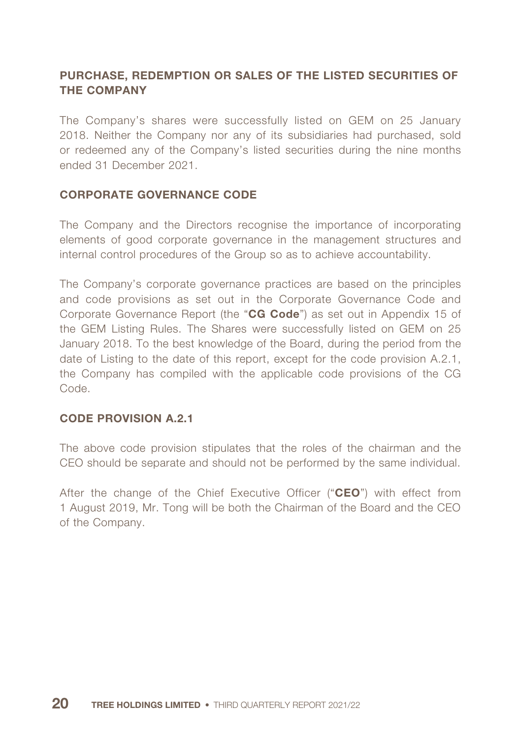## PURCHASE, REDEMPTION OR SALES OF THE LISTED SECURITIES OF THE COMPANY

The Company's shares were successfully listed on GEM on 25 January 2018. Neither the Company nor any of its subsidiaries had purchased, sold or redeemed any of the Company's listed securities during the nine months ended 31 December 2021.

## CORPORATE GOVERNANCE CODE

The Company and the Directors recognise the importance of incorporating elements of good corporate governance in the management structures and internal control procedures of the Group so as to achieve accountability.

The Company's corporate governance practices are based on the principles and code provisions as set out in the Corporate Governance Code and Corporate Governance Report (the "**CG Code**") as set out in Appendix 15 of the GEM Listing Rules. The Shares were successfully listed on GEM on 25 January 2018. To the best knowledge of the Board, during the period from the date of Listing to the date of this report, except for the code provision A.2.1, the Company has compiled with the applicable code provisions of the CG Code.

## CODE PROVISION A.2.1

The above code provision stipulates that the roles of the chairman and the CEO should be separate and should not be performed by the same individual.

After the change of the Chief Executive Officer ("**CEO**") with effect from 1 August 2019, Mr. Tong will be both the Chairman of the Board and the CEO of the Company.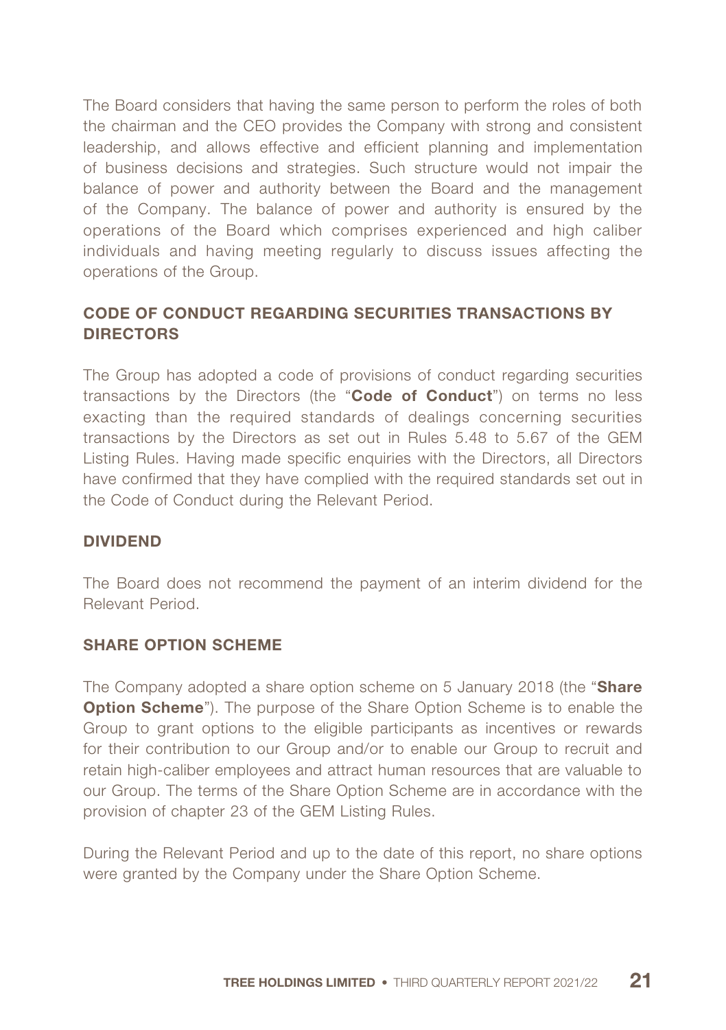The Board considers that having the same person to perform the roles of both the chairman and the CEO provides the Company with strong and consistent leadership, and allows effective and efficient planning and implementation of business decisions and strategies. Such structure would not impair the balance of power and authority between the Board and the management of the Company. The balance of power and authority is ensured by the operations of the Board which comprises experienced and high caliber individuals and having meeting regularly to discuss issues affecting the operations of the Group.

## CODE OF CONDUCT REGARDING SECURITIES TRANSACTIONS BY DIRECTORS

The Group has adopted a code of provisions of conduct regarding securities transactions by the Directors (the "**Code of Conduct**") on terms no less exacting than the required standards of dealings concerning securities transactions by the Directors as set out in Rules 5.48 to 5.67 of the GEM Listing Rules. Having made specific enquiries with the Directors, all Directors have confirmed that they have complied with the required standards set out in the Code of Conduct during the Relevant Period.

## DIVIDEND

The Board does not recommend the payment of an interim dividend for the Relevant Period.

## SHARE OPTION SCHEME

The Company adopted a share option scheme on 5 January 2018 (the "**Share Option Scheme**"). The purpose of the Share Option Scheme is to enable the Group to grant options to the eligible participants as incentives or rewards for their contribution to our Group and/or to enable our Group to recruit and retain high-caliber employees and attract human resources that are valuable to our Group. The terms of the Share Option Scheme are in accordance with the provision of chapter 23 of the GEM Listing Rules.

During the Relevant Period and up to the date of this report, no share options were granted by the Company under the Share Option Scheme.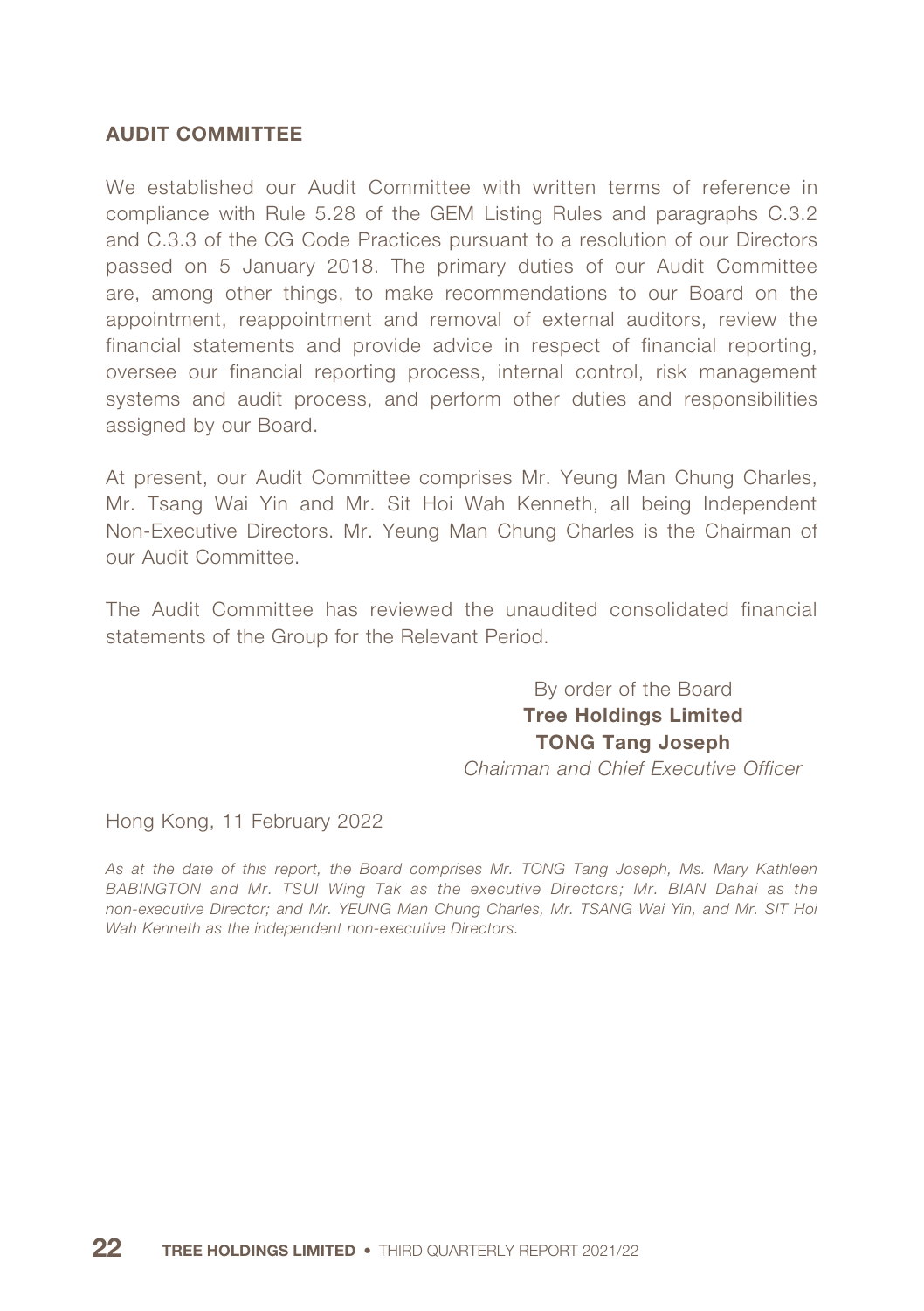## AUDIT COMMITTEE

We established our Audit Committee with written terms of reference in compliance with Rule 5.28 of the GEM Listing Rules and paragraphs C.3.2 and C.3.3 of the CG Code Practices pursuant to a resolution of our Directors passed on 5 January 2018. The primary duties of our Audit Committee are, among other things, to make recommendations to our Board on the appointment, reappointment and removal of external auditors, review the financial statements and provide advice in respect of financial reporting, oversee our financial reporting process, internal control, risk management systems and audit process, and perform other duties and responsibilities assigned by our Board.

At present, our Audit Committee comprises Mr. Yeung Man Chung Charles, Mr. Tsang Wai Yin and Mr. Sit Hoi Wah Kenneth, all being Independent Non-Executive Directors. Mr. Yeung Man Chung Charles is the Chairman of our Audit Committee.

The Audit Committee has reviewed the unaudited consolidated financial statements of the Group for the Relevant Period.

By order of the Board
**Tree Holdings Limited**
**TONG Tang Joseph**
*Chairman and Chief Executive Officer*

Hong Kong, 11 February 2022

*As at the date of this report, the Board comprises Mr. TONG Tang Joseph, Ms. Mary Kathleen BABINGTON and Mr. TSUI Wing Tak as the executive Directors; Mr. BIAN Dahai as the non-executive Director; and Mr. YEUNG Man Chung Charles, Mr. TSANG Wai Yin, and Mr. SIT Hoi Wah Kenneth as the independent non-executive Directors.*